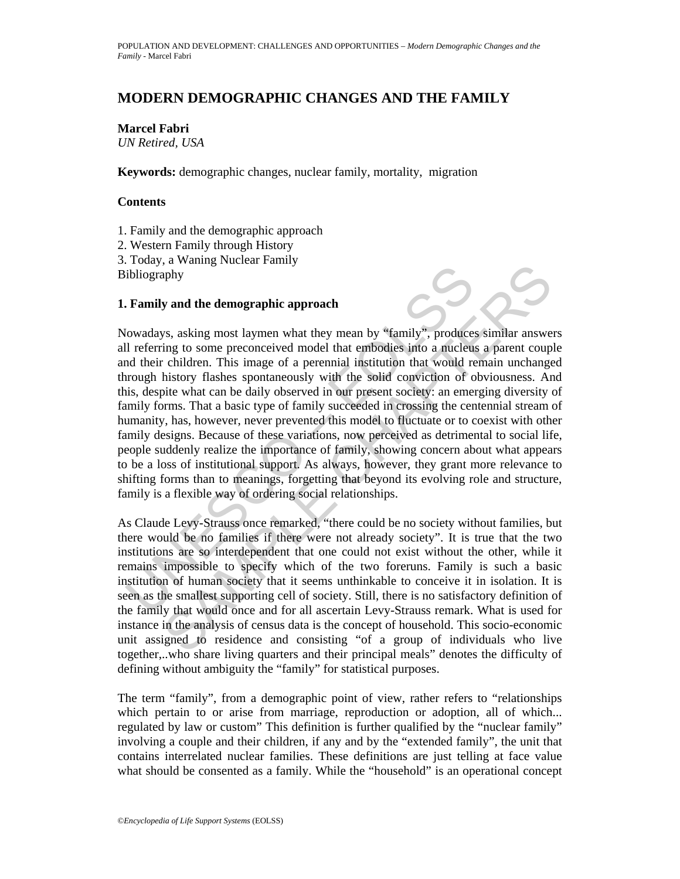# MODERN DEMOGRAPHIC CHANGES AND THE FAMILY

**Marcel Fabri**
*UN Retired, USA*

**Keywords:** demographic changes, nuclear family, mortality, migration

**Contents**

1. Family and the demographic approach
2. Western Family through History
3. Today, a Waning Nuclear Family

Bibliography

## 1. Family and the demographic approach

Nowadays, asking most laymen what they mean by "family", produces similar answers all referring to some preconceived model that embodies into a nucleus a parent couple and their children. This image of a perennial institution that would remain unchanged through history flashes spontaneously with the solid conviction of obviousness. And this, despite what can be daily observed in our present society: an emerging diversity of family forms. That a basic type of family succeeded in crossing the centennial stream of humanity, has, however, never prevented this model to fluctuate or to coexist with other family designs. Because of these variations, now perceived as detrimental to social life, people suddenly realize the importance of family, showing concern about what appears to be a loss of institutional support. As always, however, they grant more relevance to shifting forms than to meanings, forgetting that beyond its evolving role and structure, family is a flexible way of ordering social relationships.

As Claude Levy-Strauss once remarked, "there could be no society without families, but there would be no families if there were not already society". It is true that the two institutions are so interdependent that one could not exist without the other, while it remains impossible to specify which of the two foreruns. Family is such a basic institution of human society that it seems unthinkable to conceive it in isolation. It is seen as the smallest supporting cell of society. Still, there is no satisfactory definition of the family that would once and for all ascertain Levy-Strauss remark. What is used for instance in the analysis of census data is the concept of household. This socio-economic unit assigned to residence and consisting "of a group of individuals who live together,..who share living quarters and their principal meals" denotes the difficulty of defining without ambiguity the "family" for statistical purposes.

The term "family", from a demographic point of view, rather refers to "relationships which pertain to or arise from marriage, reproduction or adoption, all of which... regulated by law or custom" This definition is further qualified by the "nuclear family" involving a couple and their children, if any and by the "extended family", the unit that contains interrelated nuclear families. These definitions are just telling at face value what should be consented as a family. While the "household" is an operational concept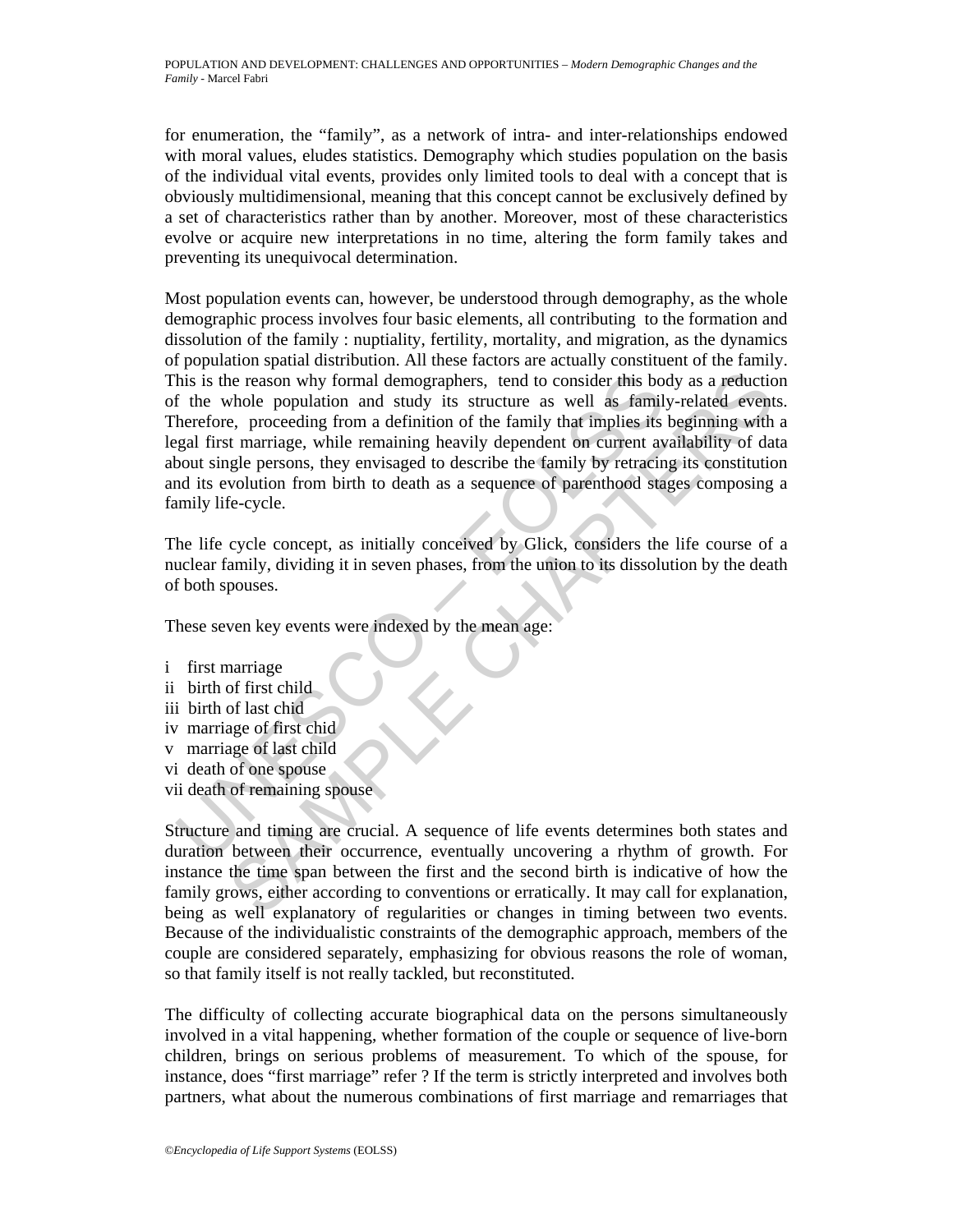for enumeration, the "family", as a network of intra- and inter-relationships endowed with moral values, eludes statistics. Demography which studies population on the basis of the individual vital events, provides only limited tools to deal with a concept that is obviously multidimensional, meaning that this concept cannot be exclusively defined by a set of characteristics rather than by another. Moreover, most of these characteristics evolve or acquire new interpretations in no time, altering the form family takes and preventing its unequivocal determination.

Most population events can, however, be understood through demography, as the whole demographic process involves four basic elements, all contributing to the formation and dissolution of the family : nuptiality, fertility, mortality, and migration, as the dynamics of population spatial distribution. All these factors are actually constituent of the family. This is the reason why formal demographers, tend to consider this body as a reduction of the whole population and study its structure as well as family-related events. Therefore, proceeding from a definition of the family that implies its beginning with a legal first marriage, while remaining heavily dependent on current availability of data about single persons, they envisaged to describe the family by retracing its constitution and its evolution from birth to death as a sequence of parenthood stages composing a family life-cycle.

The life cycle concept, as initially conceived by Glick, considers the life course of a nuclear family, dividing it in seven phases, from the union to its dissolution by the death of both spouses.

These seven key events were indexed by the mean age:

i first marriage
ii birth of first child
iii birth of last chid
iv marriage of first chid
v marriage of last child
vi death of one spouse
vii death of remaining spouse

Structure and timing are crucial. A sequence of life events determines both states and duration between their occurrence, eventually uncovering a rhythm of growth. For instance the time span between the first and the second birth is indicative of how the family grows, either according to conventions or erratically. It may call for explanation, being as well explanatory of regularities or changes in timing between two events. Because of the individualistic constraints of the demographic approach, members of the couple are considered separately, emphasizing for obvious reasons the role of woman, so that family itself is not really tackled, but reconstituted.

The difficulty of collecting accurate biographical data on the persons simultaneously involved in a vital happening, whether formation of the couple or sequence of live-born children, brings on serious problems of measurement. To which of the spouse, for instance, does "first marriage" refer ? If the term is strictly interpreted and involves both partners, what about the numerous combinations of first marriage and remarriages that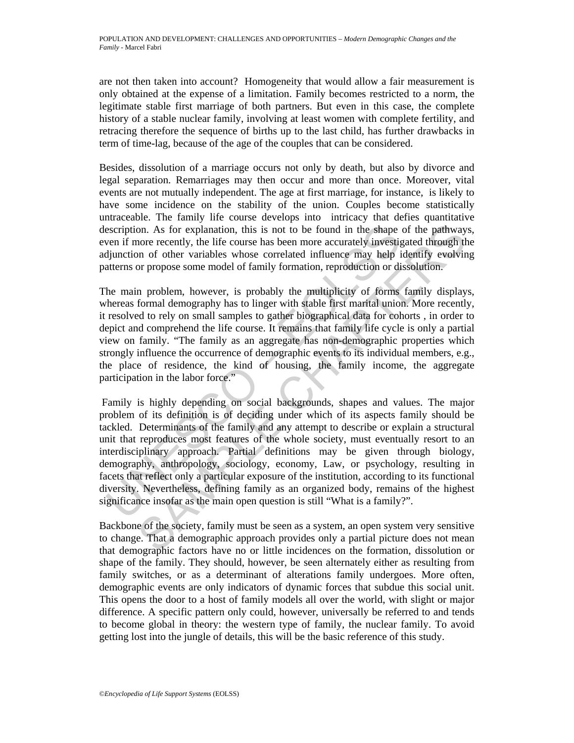are not then taken into account? Homogeneity that would allow a fair measurement is only obtained at the expense of a limitation. Family becomes restricted to a norm, the legitimate stable first marriage of both partners. But even in this case, the complete history of a stable nuclear family, involving at least women with complete fertility, and retracing therefore the sequence of births up to the last child, has further drawbacks in term of time-lag, because of the age of the couples that can be considered.

Besides, dissolution of a marriage occurs not only by death, but also by divorce and legal separation. Remarriages may then occur and more than once. Moreover, vital events are not mutually independent. The age at first marriage, for instance, is likely to have some incidence on the stability of the union. Couples become statistically untraceable. The family life course develops into intricacy that defies quantitative description. As for explanation, this is not to be found in the shape of the pathways, even if more recently, the life course has been more accurately investigated through the adjunction of other variables whose correlated influence may help identify evolving patterns or propose some model of family formation, reproduction or dissolution.

The main problem, however, is probably the multiplicity of forms family displays, whereas formal demography has to linger with stable first marital union. More recently, it resolved to rely on small samples to gather biographical data for cohorts , in order to depict and comprehend the life course. It remains that family life cycle is only a partial view on family. "The family as an aggregate has non-demographic properties which strongly influence the occurrence of demographic events to its individual members, e.g., the place of residence, the kind of housing, the family income, the aggregate participation in the labor force."

Family is highly depending on social backgrounds, shapes and values. The major problem of its definition is of deciding under which of its aspects family should be tackled. Determinants of the family and any attempt to describe or explain a structural unit that reproduces most features of the whole society, must eventually resort to an interdisciplinary approach. Partial definitions may be given through biology, demography, anthropology, sociology, economy, Law, or psychology, resulting in facets that reflect only a particular exposure of the institution, according to its functional diversity. Nevertheless, defining family as an organized body, remains of the highest significance insofar as the main open question is still "What is a family?".

Backbone of the society, family must be seen as a system, an open system very sensitive to change. That a demographic approach provides only a partial picture does not mean that demographic factors have no or little incidences on the formation, dissolution or shape of the family. They should, however, be seen alternately either as resulting from family switches, or as a determinant of alterations family undergoes. More often, demographic events are only indicators of dynamic forces that subdue this social unit. This opens the door to a host of family models all over the world, with slight or major difference. A specific pattern only could, however, universally be referred to and tends to become global in theory: the western type of family, the nuclear family. To avoid getting lost into the jungle of details, this will be the basic reference of this study.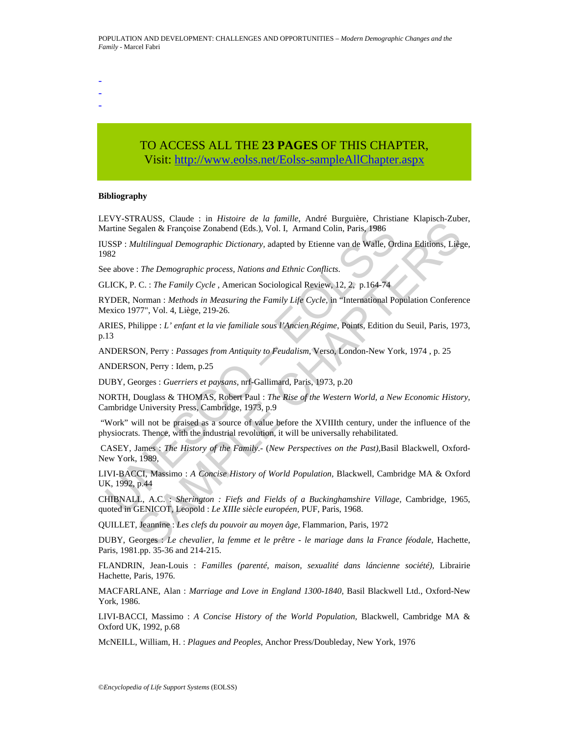-
-
-

TO ACCESS ALL THE **23 PAGES** OF THIS CHAPTER,
Visit: http://www.eolss.net/Eolss-sampleAllChapter.aspx

**Bibliography**

LEVY-STRAUSS, Claude : in *Histoire de la famille*, André Burguière, Christiane Klapisch-Zuber, Martine Segalen & Françoise Zonabend (Eds.), Vol. I, Armand Colin, Paris, 1986

IUSSP : *Multilingual Demographic Dictionary*, adapted by Etienne van de Walle, Ordina Editions, Liège, 1982

See above : *The Demographic process, Nations and Ethnic Conflicts.*

GLICK, P. C. : *The Family Cycle* , American Sociological Review, 12, 2, p.164-74

RYDER, Norman : *Methods in Measuring the Family Life Cycle*, in "International Population Conference Mexico 1977", Vol. 4, Liège, 219-26.

ARIES, Philippe : *L' enfant et la vie familiale sous l'Ancien Régime*, Points, Edition du Seuil, Paris, 1973, p.13

ANDERSON, Perry : *Passages from Antiquity to Feudalism*, Verso, London-New York, 1974 , p. 25

ANDERSON, Perry : Idem, p.25

DUBY, Georges : *Guerriers et paysans*, nrf-Gallimard, Paris, 1973, p.20

NORTH, Douglass & THOMAS, Robert Paul : *The Rise of the Western World, a New Economic History*, Cambridge University Press, Cambridge, 1973, p.9

"Work" will not be praised as a source of value before the XVIIIth century, under the influence of the physiocrats. Thence, with the industrial revolution, it will be universally rehabilitated.

CASEY, James : *The History of the Family*.- (*New Perspectives on the Past)*,Basil Blackwell, Oxford-New York, 1989,

LIVI-BACCI, Massimo : *A Concise History of World Population*, Blackwell, Cambridge MA & Oxford UK, 1992, p.44

CHIBNALL, A.C. : *Sherington : Fiefs and Fields of a Buckinghamshire Village*, Cambridge, 1965, quoted in GENICOT, Leopold : *Le XIIIe siècle européen*, PUF, Paris, 1968.

QUILLET, Jeannine : *Les clefs du pouvoir au moyen âge*, Flammarion, Paris, 1972

DUBY, Georges : *Le chevalier, la femme et le prêtre - le mariage dans la France féodale*, Hachette, Paris, 1981.pp. 35-36 and 214-215.

FLANDRIN, Jean-Louis : *Familles (parenté, maison, sexualité dans láncienne société)*, Librairie Hachette, Paris, 1976.

MACFARLANE, Alan : *Marriage and Love in England 1300-1840*, Basil Blackwell Ltd., Oxford-New York, 1986.

LIVI-BACCI, Massimo : *A Concise History of the World Population*, Blackwell, Cambridge MA & Oxford UK, 1992, p.68

McNEILL, William, H. : *Plagues and Peoples*, Anchor Press/Doubleday, New York, 1976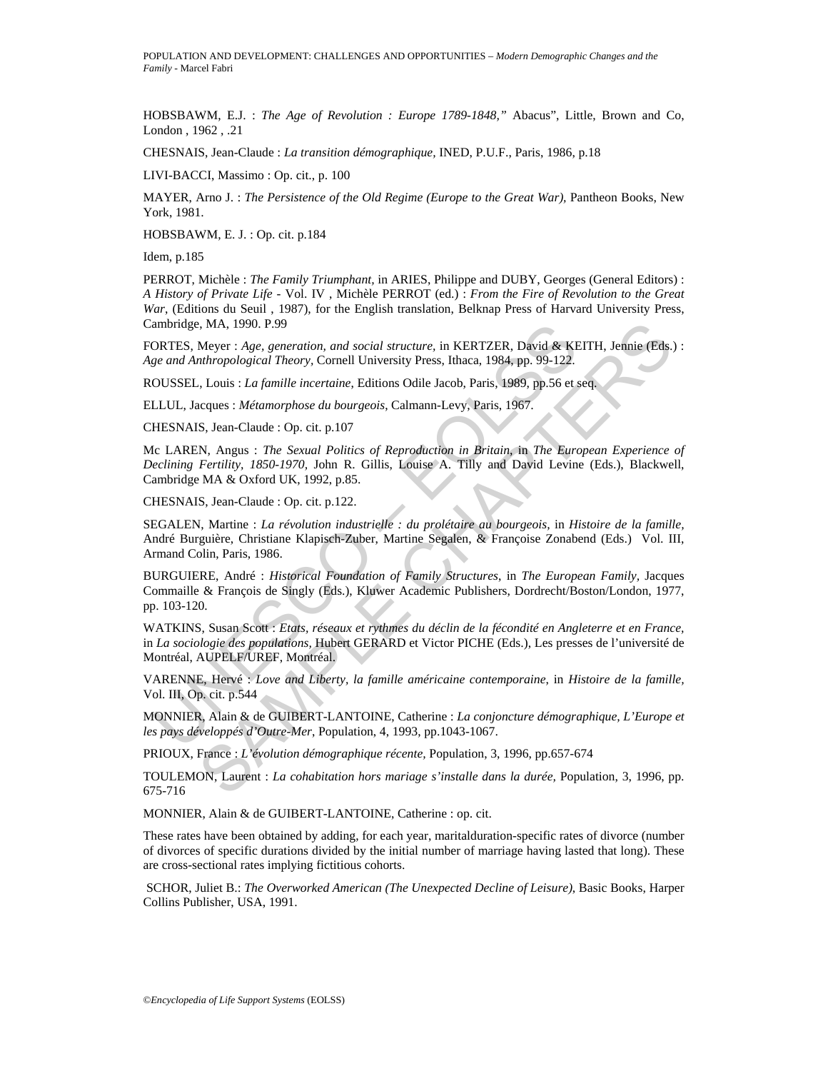HOBSBAWM, E.J. : *The Age of Revolution : Europe 1789-1848,"* Abacus", Little, Brown and Co, London , 1962 , .21

CHESNAIS, Jean-Claude : *La transition démographique,* INED, P.U.F., Paris, 1986, p.18

LIVI-BACCI, Massimo : Op. cit., p. 100

MAYER, Arno J. : *The Persistence of the Old Regime (Europe to the Great War),* Pantheon Books, New York, 1981.

HOBSBAWM, E. J. : Op. cit. p.184

Idem, p.185

PERROT, Michèle : *The Family Triumphant,* in ARIES, Philippe and DUBY, Georges (General Editors) : *A History of Private Life* - Vol. IV , Michèle PERROT (ed.) : *From the Fire of Revolution to the Great War*, (Editions du Seuil , 1987), for the English translation, Belknap Press of Harvard University Press, Cambridge, MA, 1990. P.99

FORTES, Meyer : *Age, generation, and social structure,* in KERTZER, David & KEITH, Jennie (Eds.) : *Age and Anthropological Theory*, Cornell University Press, Ithaca, 1984, pp. 99-122.

ROUSSEL, Louis : *La famille incertaine*, Editions Odile Jacob, Paris, 1989, pp.56 et seq.

ELLUL, Jacques : *Métamorphose du bourgeois*, Calmann-Levy, Paris, 1967.

CHESNAIS, Jean-Claude : Op. cit. p.107

Mc LAREN, Angus : *The Sexual Politics of Reproduction in Britain*, in *The European Experience of Declining Fertility, 1850-1970,* John R. Gillis, Louise A. Tilly and David Levine (Eds.), Blackwell, Cambridge MA & Oxford UK, 1992, p.85.

CHESNAIS, Jean-Claude : Op. cit. p.122.

SEGALEN, Martine : *La révolution industrielle : du prolétaire au bourgeois*, in *Histoire de la famille,* André Burguière, Christiane Klapisch-Zuber, Martine Segalen, & Françoise Zonabend (Eds.) Vol. III, Armand Colin, Paris, 1986.

BURGUIERE, André : *Historical Foundation of Family Structures*, in *The European Family,* Jacques Commaille & François de Singly (Eds.), Kluwer Academic Publishers, Dordrecht/Boston/London, 1977, pp. 103-120.

WATKINS, Susan Scott : *Etats, réseaux et rythmes du déclin de la fécondité en Angleterre et en France*, in *La sociologie des populations,* Hubert GERARD et Victor PICHE (Eds.), Les presses de l'université de Montréal, AUPELF/UREF, Montréal.

VARENNE, Hervé : *Love and Liberty, la famille américaine contemporaine*, in *Histoire de la famille*, Vol. III, Op. cit. p.544

MONNIER, Alain & de GUIBERT-LANTOINE, Catherine : *La conjoncture démographique, L'Europe et les pays développés d'Outre-Mer*, Population, 4, 1993, pp.1043-1067.

PRIOUX, France : *L'évolution démographique récente,* Population, 3, 1996, pp.657-674

TOULEMON, Laurent : *La cohabitation hors mariage s'installe dans la durée*, Population, 3, 1996, pp. 675-716

MONNIER, Alain & de GUIBERT-LANTOINE, Catherine : op. cit.

These rates have been obtained by adding, for each year, maritalduration-specific rates of divorce (number of divorces of specific durations divided by the initial number of marriage having lasted that long). These are cross-sectional rates implying fictitious cohorts.

SCHOR, Juliet B.: *The Overworked American (The Unexpected Decline of Leisure)*, Basic Books, Harper Collins Publisher, USA, 1991.